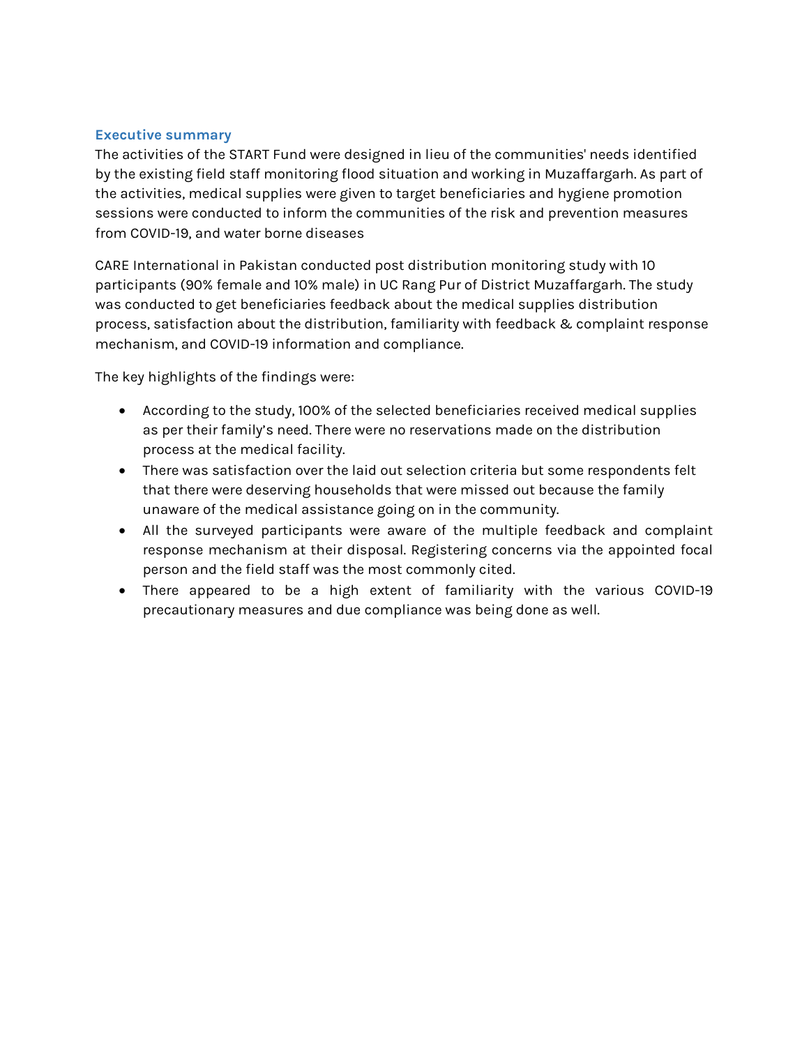## Executive summary

The activities of the START Fund were designed in lieu of the communities' needs identified by the existing field staff monitoring flood situation and working in Muzaffargarh. As part of the activities, medical supplies were given to target beneficiaries and hygiene promotion sessions were conducted to inform the communities of the risk and prevention measures from COVID-19, and water borne diseases

CARE International in Pakistan conducted post distribution monitoring study with 10 participants (90% female and 10% male) in UC Rang Pur of District Muzaffargarh. The study was conducted to get beneficiaries feedback about the medical supplies distribution process, satisfaction about the distribution, familiarity with feedback & complaint response mechanism, and COVID-19 information and compliance.

The key highlights of the findings were:

- According to the study, 100% of the selected beneficiaries received medical supplies as per their family's need. There were no reservations made on the distribution process at the medical facility.
- There was satisfaction over the laid out selection criteria but some respondents felt that there were deserving households that were missed out because the family unaware of the medical assistance going on in the community.
- All the surveyed participants were aware of the multiple feedback and complaint response mechanism at their disposal. Registering concerns via the appointed focal person and the field staff was the most commonly cited.
- There appeared to be a high extent of familiarity with the various COVID-19 precautionary measures and due compliance was being done as well.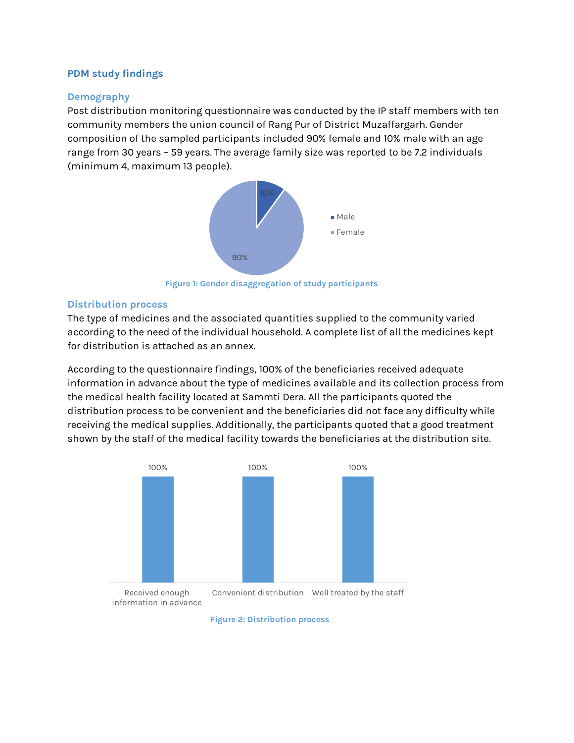## PDM study findings

### Demography

Post distribution monitoring questionnaire was conducted by the IP staff members with ten community members the union council of Rang Pur of District Muzaffargarh. Gender composition of the sampled participants included 90% female and 10% male with an age range from 30 years – 59 years. The average family size was reported to be 7.2 individuals (minimum 4, maximum 13 people).

Figure 1: Gender disaggregation of study participants

### Distribution process

The type of medicines and the associated quantities supplied to the community varied according to the need of the individual household. A complete list of all the medicines kept for distribution is attached as an annex.

According to the questionnaire findings, 100% of the beneficiaries received adequate information in advance about the type of medicines available and its collection process from the medical health facility located at Sammti Dera. All the participants quoted the distribution process to be convenient and the beneficiaries did not face any difficulty while receiving the medical supplies. Additionally, the participants quoted that a good treatment shown by the staff of the medical facility towards the beneficiaries at the distribution site.

Figure 2: Distribution process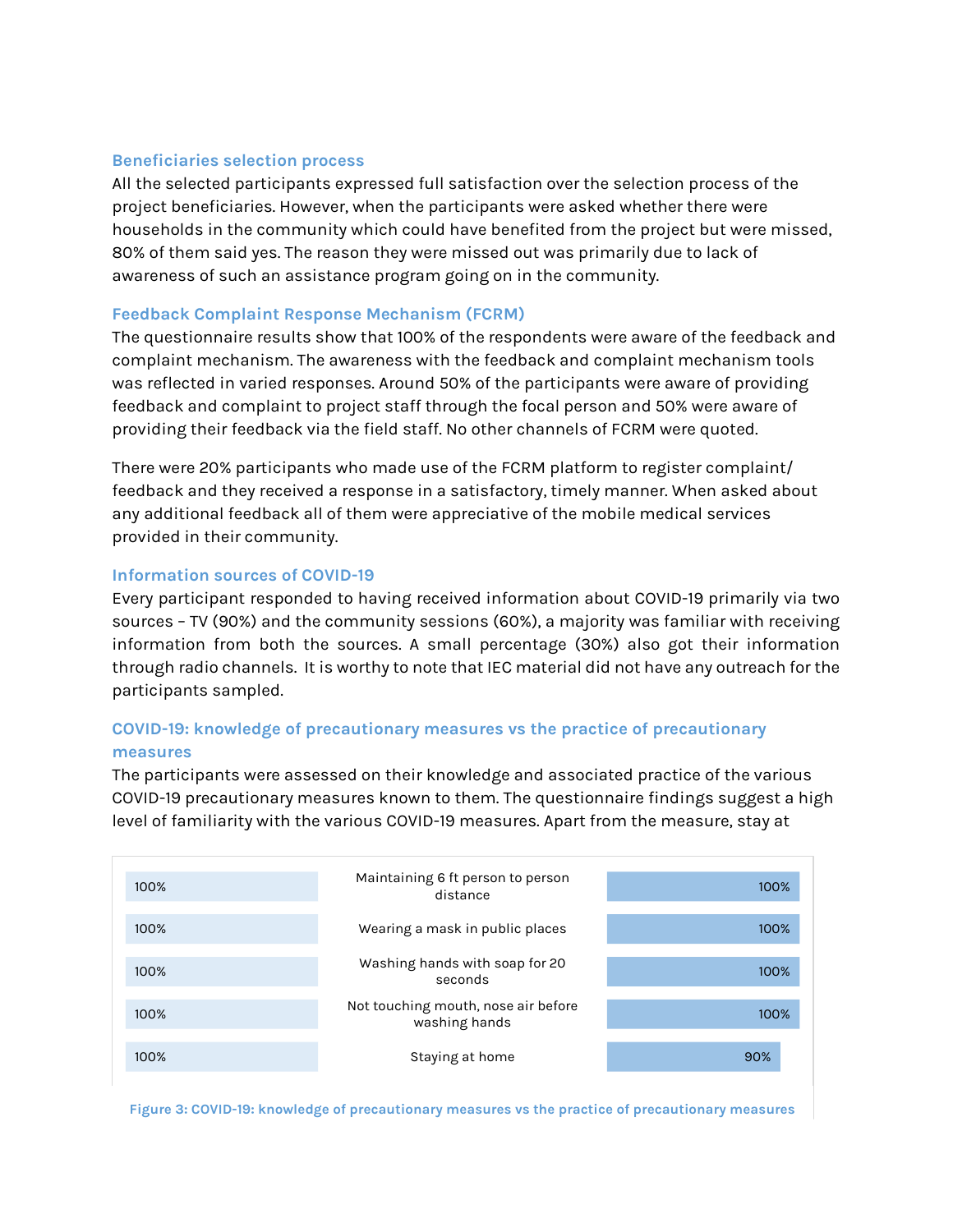### Beneficiaries selection process

All the selected participants expressed full satisfaction over the selection process of the project beneficiaries. However, when the participants were asked whether there were households in the community which could have benefited from the project but were missed, 80% of them said yes. The reason they were missed out was primarily due to lack of awareness of such an assistance program going on in the community.

### Feedback Complaint Response Mechanism (FCRM)

The questionnaire results show that 100% of the respondents were aware of the feedback and complaint mechanism. The awareness with the feedback and complaint mechanism tools was reflected in varied responses. Around 50% of the participants were aware of providing feedback and complaint to project staff through the focal person and 50% were aware of providing their feedback via the field staff. No other channels of FCRM were quoted.

There were 20% participants who made use of the FCRM platform to register complaint/ feedback and they received a response in a satisfactory, timely manner. When asked about any additional feedback all of them were appreciative of the mobile medical services provided in their community.

### Information sources of COVID-19

Every participant responded to having received information about COVID-19 primarily via two sources – TV (90%) and the community sessions (60%), a majority was familiar with receiving information from both the sources. A small percentage (30%) also got their information through radio channels. It is worthy to note that IEC material did not have any outreach for the participants sampled.

### COVID-19: knowledge of precautionary measures vs the practice of precautionary measures

The participants were assessed on their knowledge and associated practice of the various COVID-19 precautionary measures known to them. The questionnaire findings suggest a high level of familiarity with the various COVID-19 measures. Apart from the measure, stay at

| Knowledge | Measure | Practice |
|---|---|---|
| 100% | Maintaining 6 ft person to person distance | 100% |
| 100% | Wearing a mask in public places | 100% |
| 100% | Washing hands with soap for 20 seconds | 100% |
| 100% | Not touching mouth, nose air before washing hands | 100% |
| 100% | Staying at home | 90% |

Figure 3: COVID-19: knowledge of precautionary measures vs the practice of precautionary measures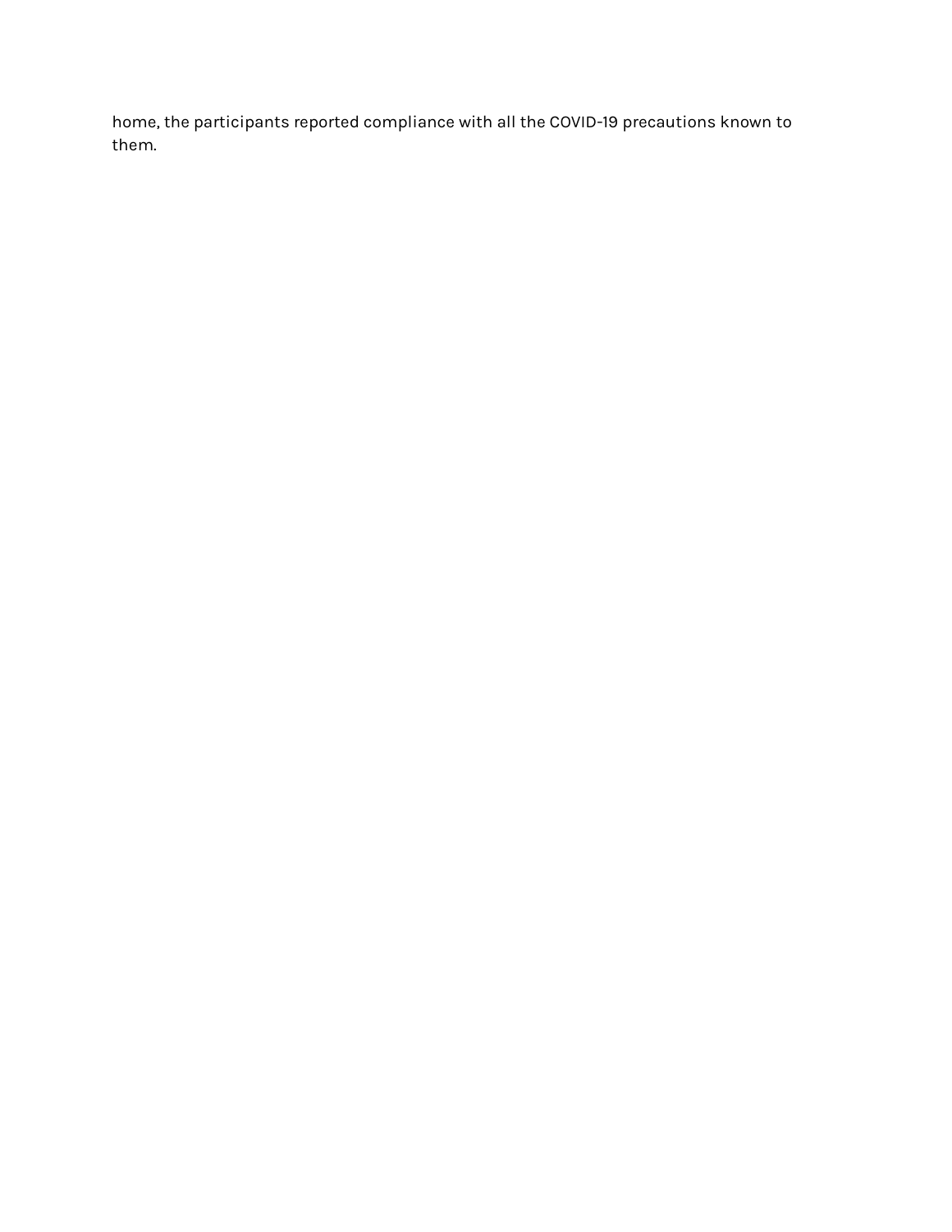home, the participants reported compliance with all the COVID-19 precautions known to them.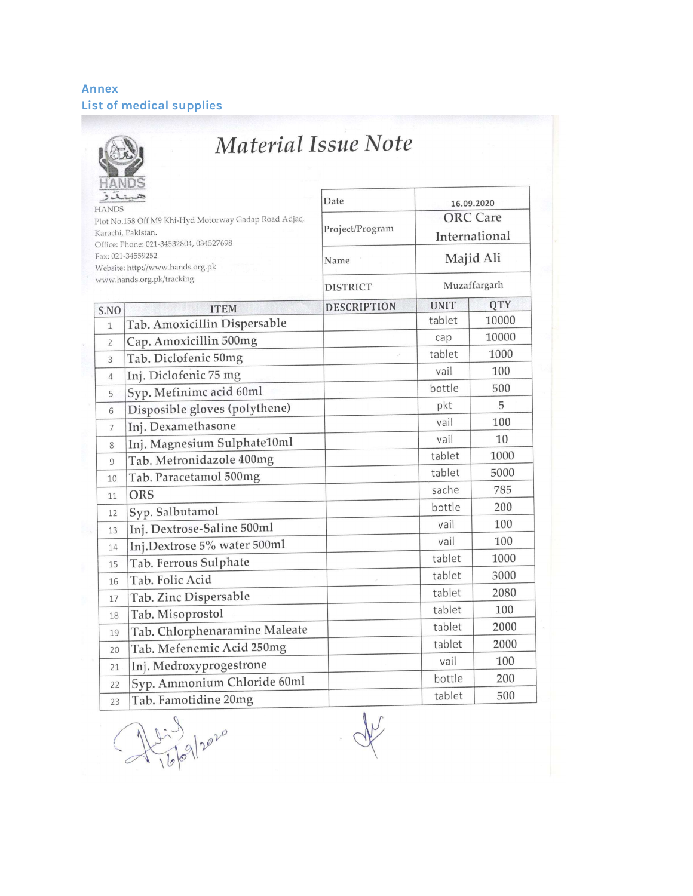**Annex**
**List of medical supplies**

# Material Issue Note

HANDS
Plot No.158 Off M9 Khi-Hyd Motorway Gadap Road Adjac,
Karachi, Pakistan.
Office: Phone: 021-34532804, 034527698
Fax: 021-34559252
Website: http://www.hands.org.pk
www.hands.org.pk/tracking

| | |
|---|---|
| Date | 16.09.2020 |
| Project/Program | ORC Care International |
| Name | Majid Ali |
| DISTRICT | Muzaffargarh |

| S.NO | ITEM | DESCRIPTION | UNIT | QTY |
|---|---|---|---|---|
| 1 | Tab. Amoxicillin Dispersable | | tablet | 10000 |
| 2 | Cap. Amoxicillin 500mg | | cap | 10000 |
| 3 | Tab. Diclofenic 50mg | | tablet | 1000 |
| 4 | Inj. Diclofenic 75 mg | | vail | 100 |
| 5 | Syp. Mefinimc acid 60ml | | bottle | 500 |
| 6 | Disposible gloves (polythene) | | pkt | 5 |
| 7 | Inj. Dexamethasone | | vail | 100 |
| 8 | Inj. Magnesium Sulphate10ml | | vail | 10 |
| 9 | Tab. Metronidazole 400mg | | tablet | 1000 |
| 10 | Tab. Paracetamol 500mg | | tablet | 5000 |
| 11 | ORS | | sache | 785 |
| 12 | Syp. Salbutamol | | bottle | 200 |
| 13 | Inj. Dextrose-Saline 500ml | | vail | 100 |
| 14 | Inj.Dextrose 5% water 500ml | | vail | 100 |
| 15 | Tab. Ferrous Sulphate | | tablet | 1000 |
| 16 | Tab. Folic Acid | | tablet | 3000 |
| 17 | Tab. Zinc Dispersable | | tablet | 2080 |
| 18 | Tab. Misoprostol | | tablet | 100 |
| 19 | Tab. Chlorphenaramine Maleate | | tablet | 2000 |
| 20 | Tab. Mefenemic Acid 250mg | | tablet | 2000 |
| 21 | Inj. Medroxyprogestrone | | vail | 100 |
| 22 | Syp. Ammonium Chloride 60ml | | bottle | 200 |
| 23 | Tab. Famotidine 20mg | | tablet | 500 |

16/09/2020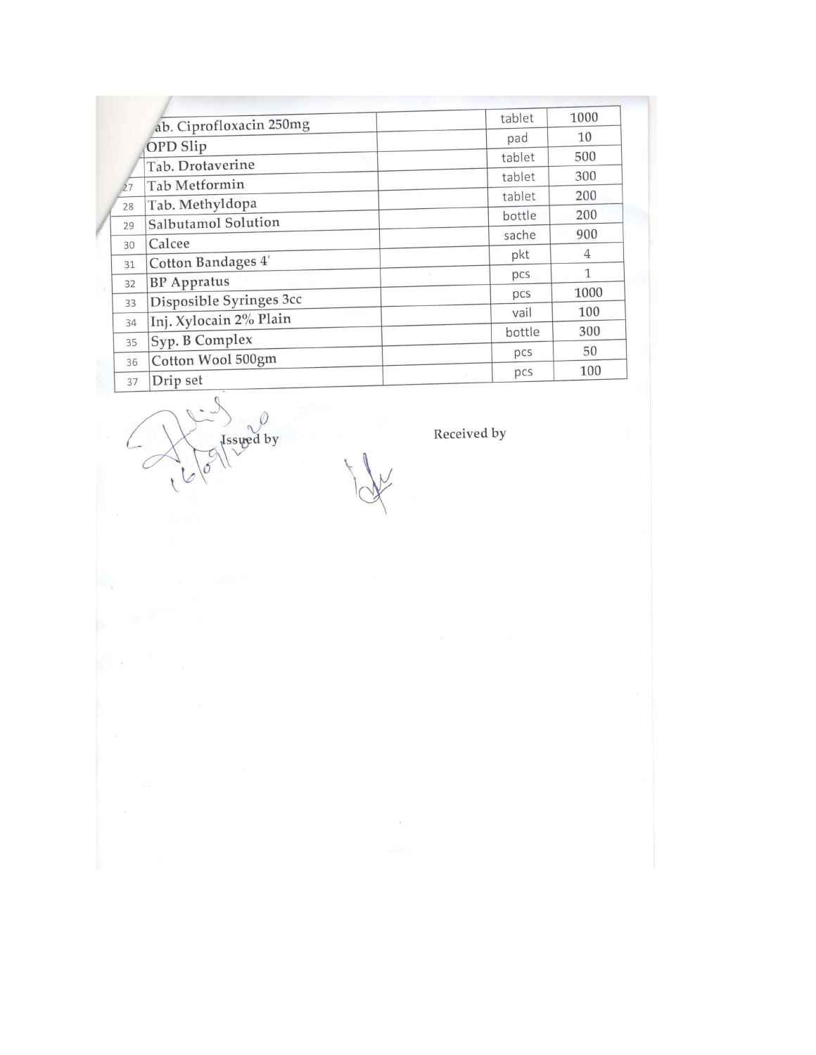| | | | | |
|---|---|---|---|---|
| | ab. Ciprofloxacin 250mg | | tablet | 1000 |
| | OPD Slip | | pad | 10 |
| | Tab. Drotaverine | | tablet | 500 |
| 27 | Tab Metformin | | tablet | 300 |
| 28 | Tab. Methyldopa | | tablet | 200 |
| 29 | Salbutamol Solution | | bottle | 200 |
| 30 | Calcee | | sache | 900 |
| 31 | Cotton Bandages 4' | | pkt | 4 |
| 32 | BP Appratus | | pcs | 1 |
| 33 | Disposible Syringes 3cc | | pcs | 1000 |
| 34 | Inj. Xylocain 2% Plain | | vail | 100 |
| 35 | Syp. B Complex | | bottle | 300 |
| 36 | Cotton Wool 500gm | | pcs | 50 |
| 37 | Drip set | | pcs | 100 |

Issued by 16/09/2020

Received by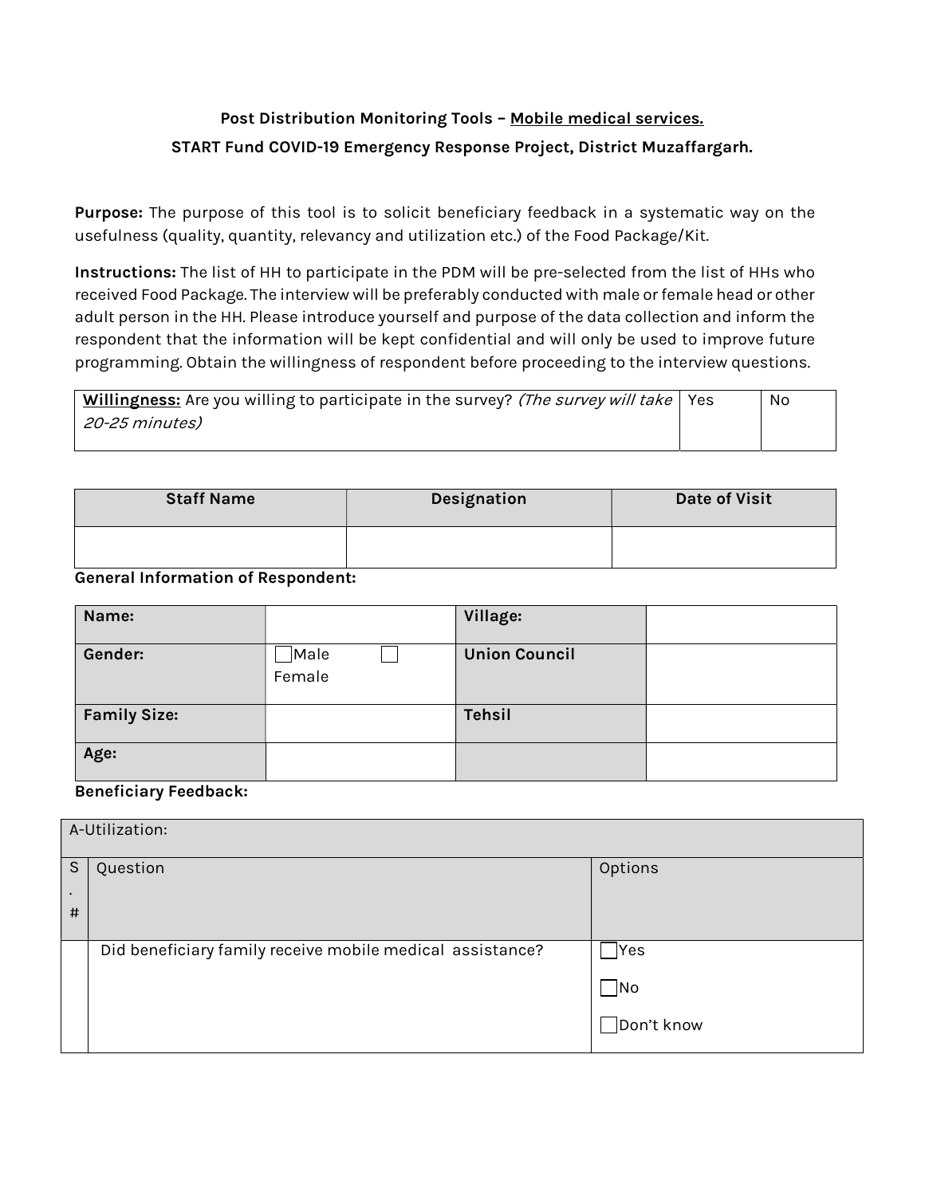**Post Distribution Monitoring Tools – Mobile medical services.**

**START Fund COVID-19 Emergency Response Project, District Muzaffargarh.**

**Purpose:** The purpose of this tool is to solicit beneficiary feedback in a systematic way on the usefulness (quality, quantity, relevancy and utilization etc.) of the Food Package/Kit.

**Instructions:** The list of HH to participate in the PDM will be pre-selected from the list of HHs who received Food Package. The interview will be preferably conducted with male or female head or other adult person in the HH. Please introduce yourself and purpose of the data collection and inform the respondent that the information will be kept confidential and will only be used to improve future programming. Obtain the willingness of respondent before proceeding to the interview questions.

| **Willingness:** Are you willing to participate in the survey? *(The survey will take 20-25 minutes)* | Yes | No |
|---|---|---|

| Staff Name | Designation | Date of Visit |
|---|---|---|
| | | |

**General Information of Respondent:**

| **Name:** | | **Village:** | |
|---|---|---|---|
| **Gender:** | ☐Male ☐ Female | **Union Council** | |
| **Family Size:** | | **Tehsil** | |
| **Age:** | | | |

**Beneficiary Feedback:**

| A-Utilization: | | |
|---|---|---|
| S.# | Question | Options |
| | Did beneficiary family receive mobile medical assistance? | ☐Yes<br>☐No<br>☐Don't know |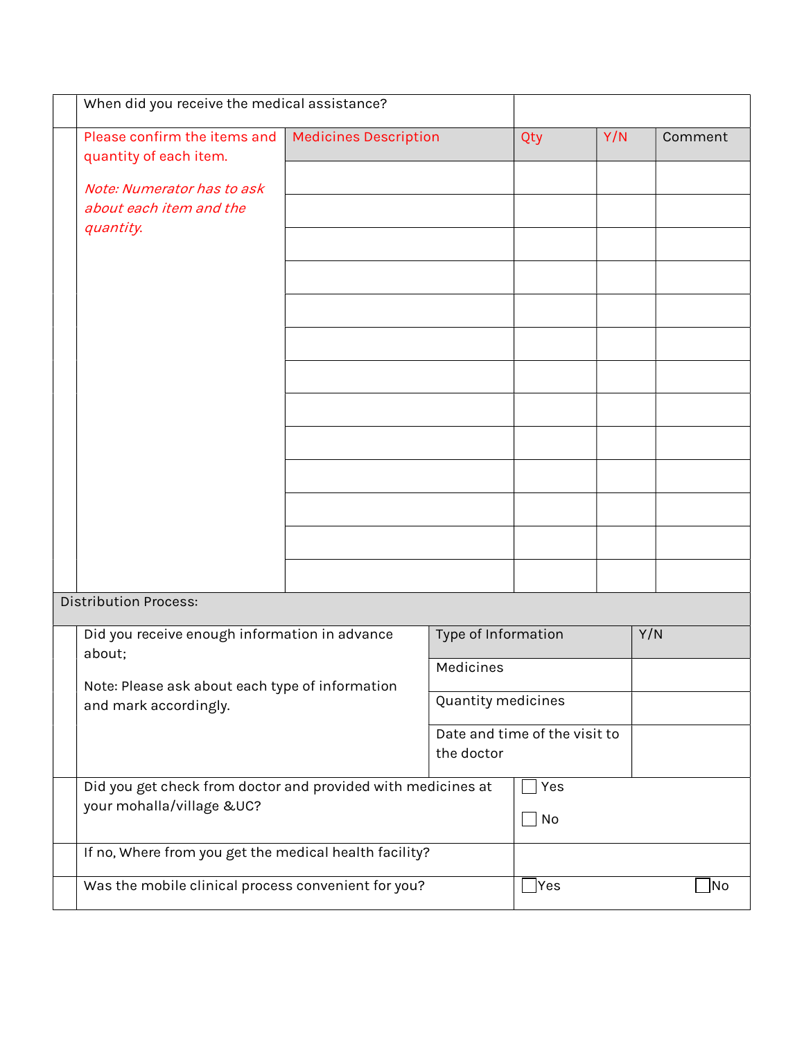| | | | | | |
|---|---|---|---|---|---|
| | When did you receive the medical assistance? | | | | |
| | Please confirm the items and quantity of each item.<br><br>*Note: Numerator has to ask about each item and the quantity.* | Medicines Description | Qty | Y/N | Comment |
| | | | | | |
| | | | | | |
| | | | | | |
| | | | | | |
| | | | | | |
| | | | | | |
| | | | | | |
| | | | | | |
| | | | | | |
| | | | | | |
| | | | | | |
| | | | | | |
| | | | | | |

**Distribution Process:**

| | | | |
|---|---|---|---|
| | Did you receive enough information in advance about;<br><br>Note: Please ask about each type of information and mark accordingly. | Type of Information | Y/N |
| | | Medicines | |
| | | Quantity medicines | |
| | | Date and time of the visit to the doctor | |
| | Did you get check from doctor and provided with medicines at your mohalla/village &UC? | ☐ Yes<br><br>☐ No | |
| | If no, Where from you get the medical health facility? | | |
| | Was the mobile clinical process convenient for you? | ☐ Yes | ☐ No |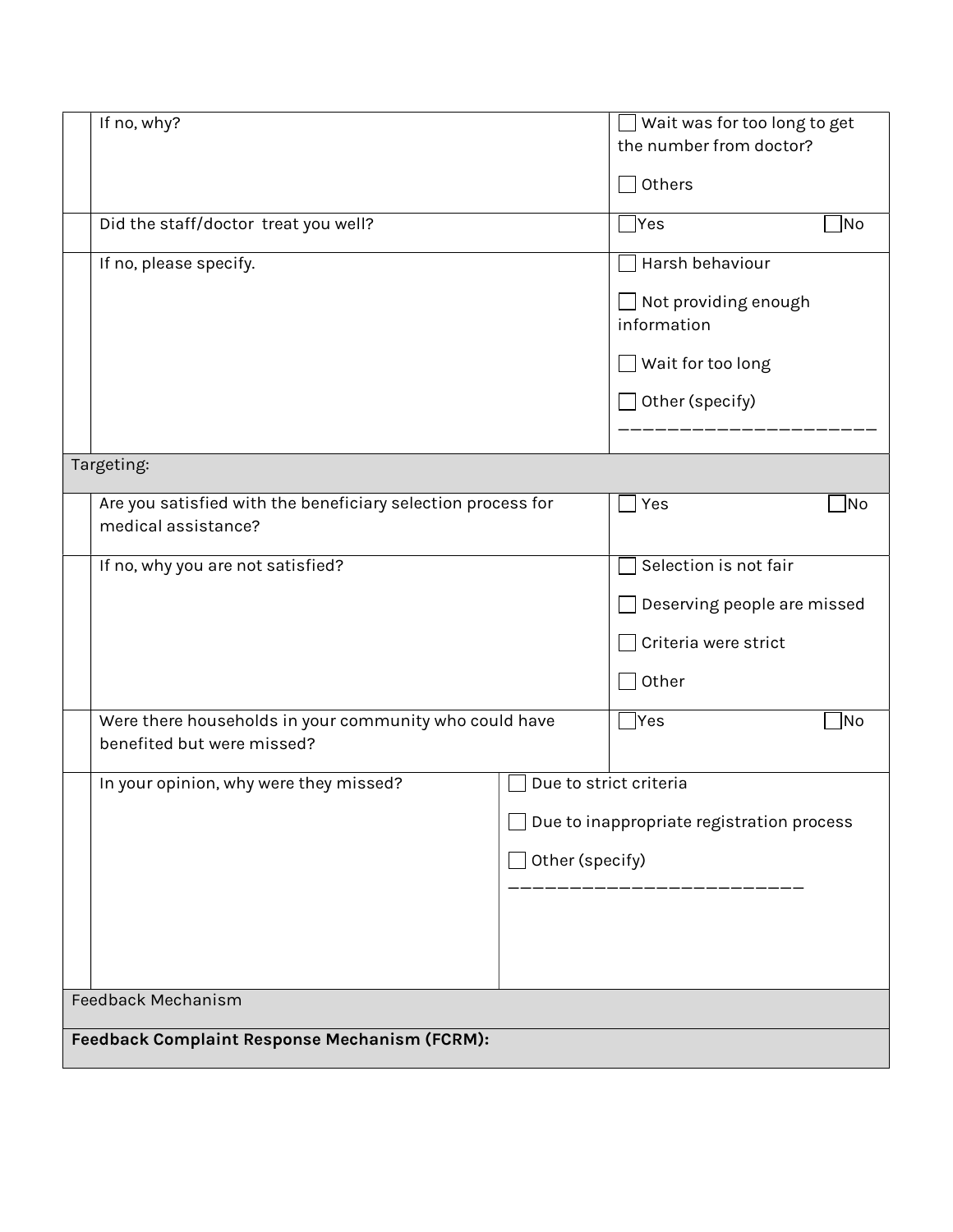| | | |
|---|---|---|
| | If no, why? | ☐ Wait was for too long to get the number from doctor?<br><br>☐ Others |
| | Did the staff/doctor treat you well? | ☐Yes ☐No |
| | If no, please specify. | ☐ Harsh behaviour<br><br>☐ Not providing enough information<br><br>☐ Wait for too long<br><br>☐ Other (specify)<br>______________________ |
| Targeting: | | |
| | Are you satisfied with the beneficiary selection process for medical assistance? | ☐ Yes ☐No |
| | If no, why you are not satisfied? | ☐ Selection is not fair<br><br>☐ Deserving people are missed<br><br>☐ Criteria were strict<br><br>☐ Other |
| | Were there households in your community who could have benefited but were missed? | ☐Yes ☐No |
| | In your opinion, why were they missed? | ☐ Due to strict criteria<br><br>☐ Due to inappropriate registration process<br><br>☐ Other (specify)<br>_________________________ |
| Feedback Mechanism | | |
| **Feedback Complaint Response Mechanism (FCRM):** | | |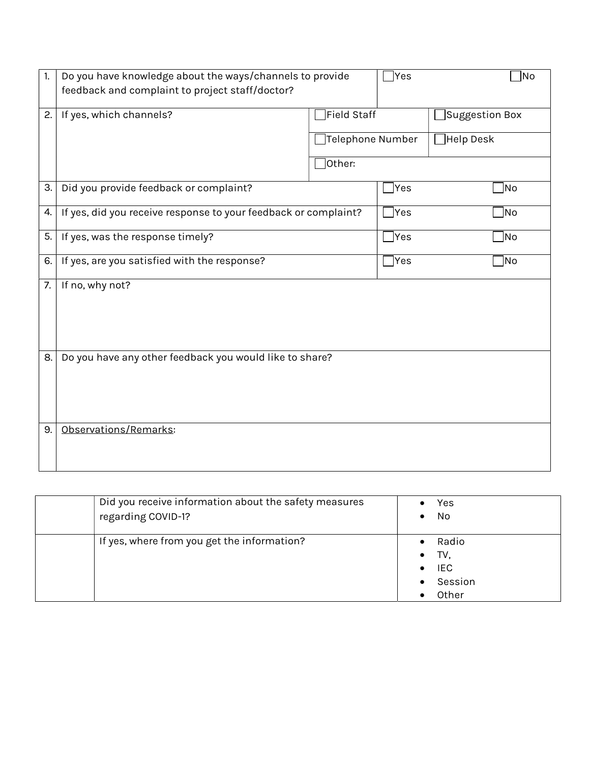| | | | | |
|---|---|---|---|---|
| 1. | Do you have knowledge about the ways/channels to provide feedback and complaint to project staff/doctor? | | ☐Yes | ☐No |
| 2. | If yes, which channels? | ☐Field Staff | | ☐Suggestion Box |
| | | ☐Telephone Number | | ☐Help Desk |
| | | ☐Other: | | |
| 3. | Did you provide feedback or complaint? | | ☐Yes | ☐No |
| 4. | If yes, did you receive response to your feedback or complaint? | | ☐Yes | ☐No |
| 5. | If yes, was the response timely? | | ☐Yes | ☐No |
| 6. | If yes, are you satisfied with the response? | | ☐Yes | ☐No |
| 7. | If no, why not? | | | |
| 8. | Do you have any other feedback you would like to share? | | | |
| 9. | Observations/Remarks: | | | |

| | | |
|---|---|---|
| | Did you receive information about the safety measures regarding COVID-1? | • Yes<br>• No |
| | If yes, where from you get the information? | • Radio<br>• TV,<br>• IEC<br>• Session<br>• Other |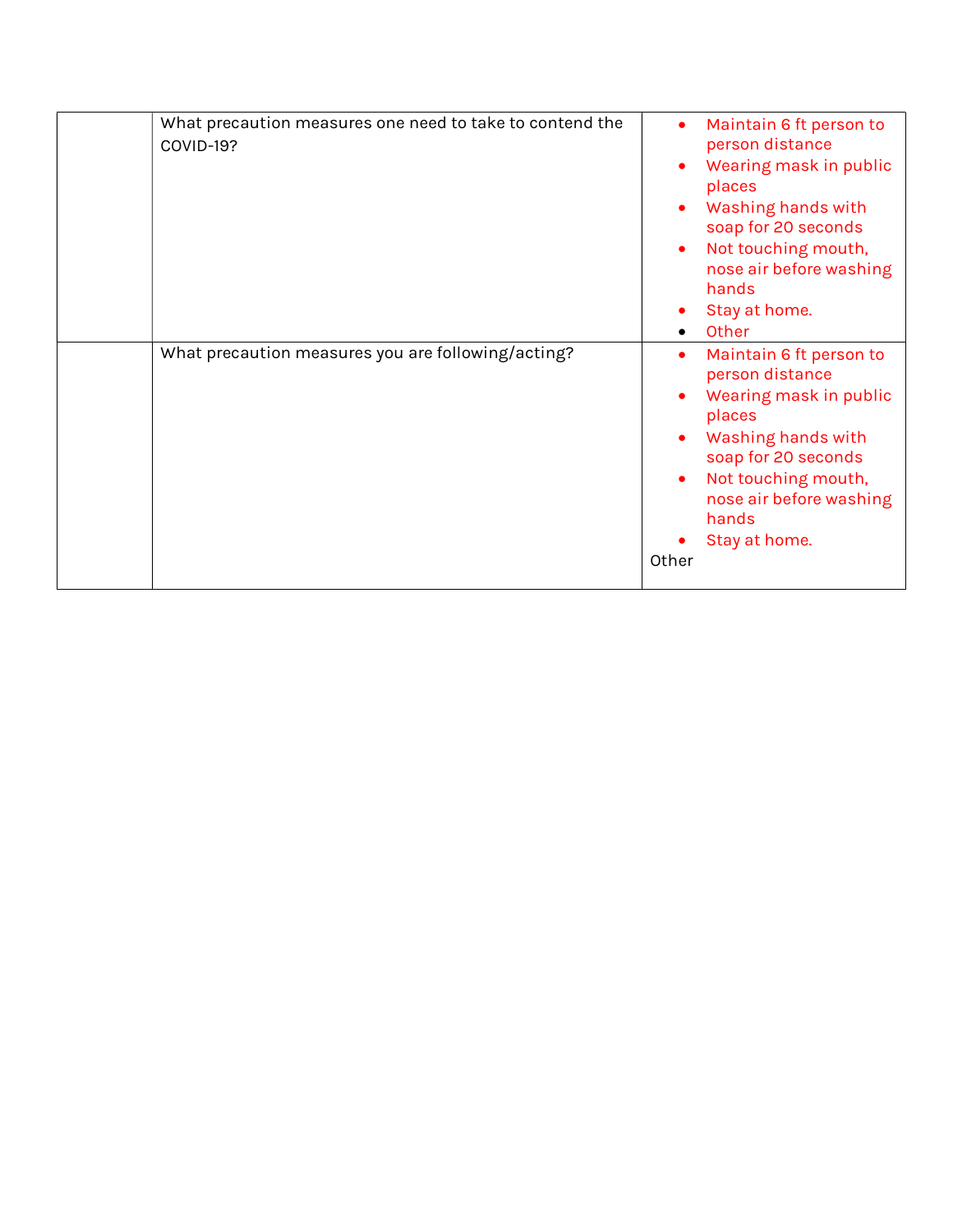| | | |
|---|---|---|
| | What precaution measures one need to take to contend the COVID-19? | • Maintain 6 ft person to person distance<br>• Wearing mask in public places<br>• Washing hands with soap for 20 seconds<br>• Not touching mouth, nose air before washing hands<br>• Stay at home.<br>• Other |
| | What precaution measures you are following/acting? | • Maintain 6 ft person to person distance<br>• Wearing mask in public places<br>• Washing hands with soap for 20 seconds<br>• Not touching mouth, nose air before washing hands<br>• Stay at home.<br>Other |